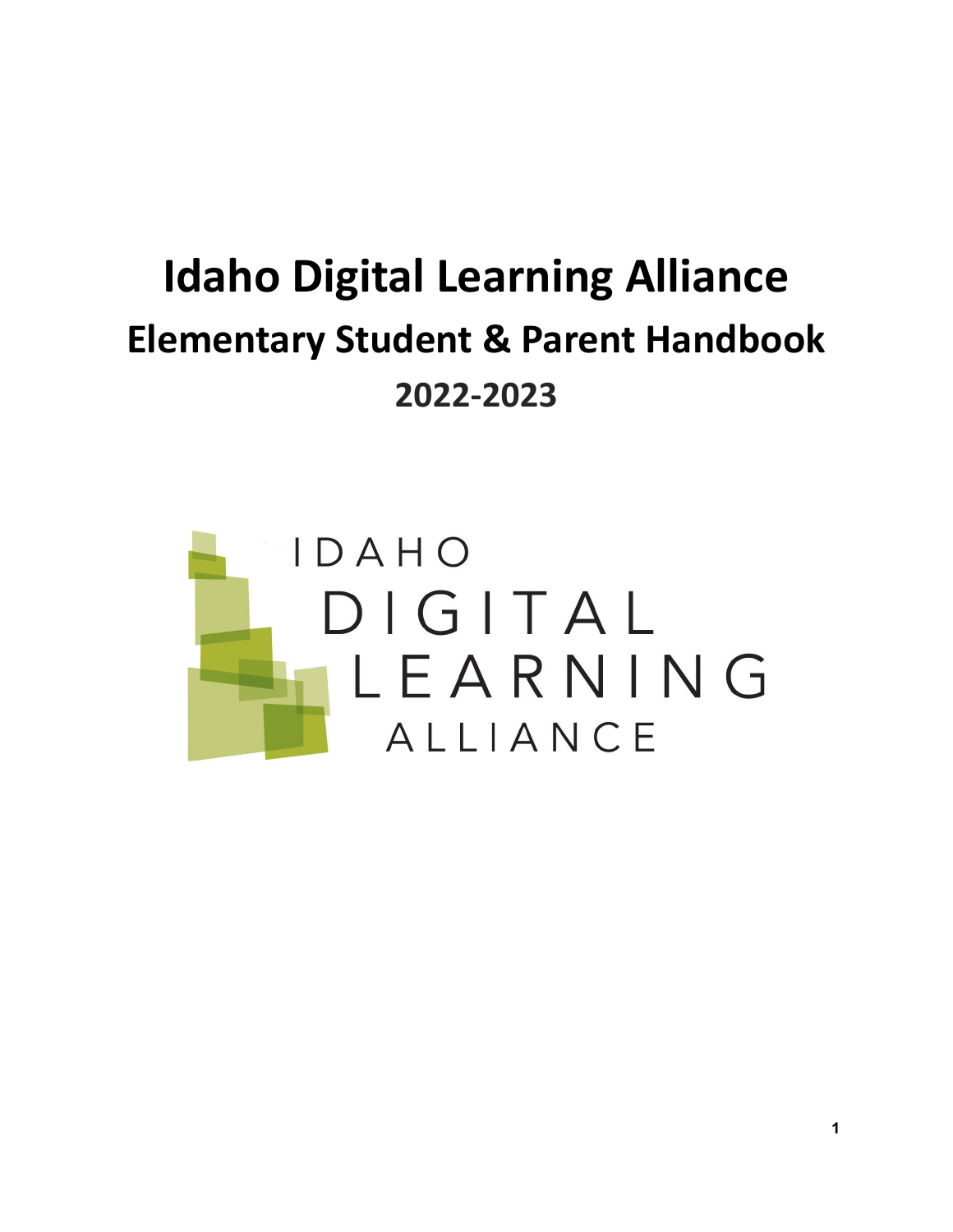# Idaho Digital Learning Alliance

## Elementary Student & Parent Handbook

### 2022-2023

IDAHO DIGITAL LEARNING ALLIANCE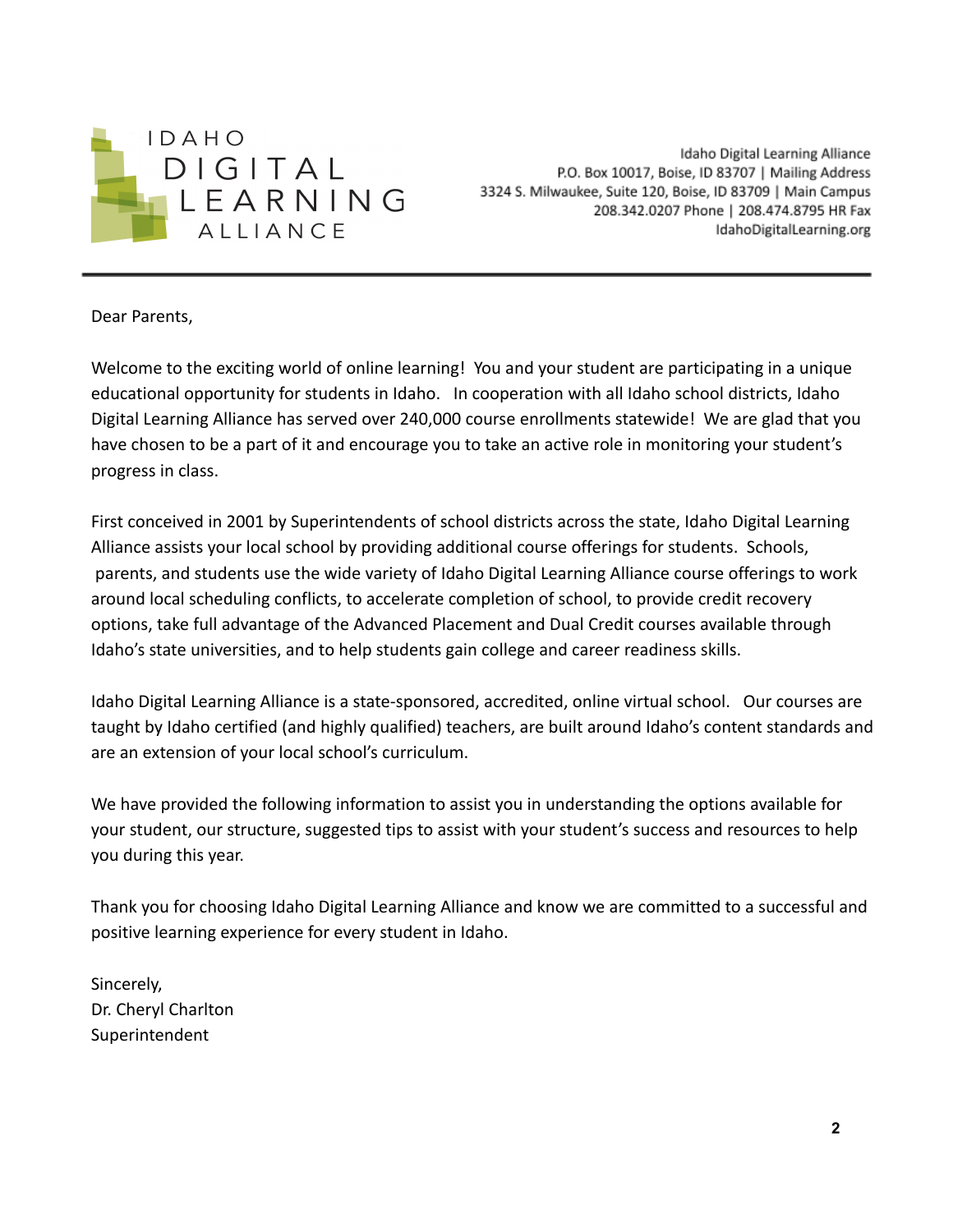IDAHO DIGITAL LEARNING ALLIANCE

Idaho Digital Learning Alliance
P.O. Box 10017, Boise, ID 83707 | Mailing Address
3324 S. Milwaukee, Suite 120, Boise, ID 83709 | Main Campus
208.342.0207 Phone | 208.474.8795 HR Fax
IdahoDigitalLearning.org

---

Dear Parents,

Welcome to the exciting world of online learning! You and your student are participating in a unique educational opportunity for students in Idaho. In cooperation with all Idaho school districts, Idaho Digital Learning Alliance has served over 240,000 course enrollments statewide! We are glad that you have chosen to be a part of it and encourage you to take an active role in monitoring your student's progress in class.

First conceived in 2001 by Superintendents of school districts across the state, Idaho Digital Learning Alliance assists your local school by providing additional course offerings for students. Schools, parents, and students use the wide variety of Idaho Digital Learning Alliance course offerings to work around local scheduling conflicts, to accelerate completion of school, to provide credit recovery options, take full advantage of the Advanced Placement and Dual Credit courses available through Idaho's state universities, and to help students gain college and career readiness skills.

Idaho Digital Learning Alliance is a state-sponsored, accredited, online virtual school. Our courses are taught by Idaho certified (and highly qualified) teachers, are built around Idaho's content standards and are an extension of your local school's curriculum.

We have provided the following information to assist you in understanding the options available for your student, our structure, suggested tips to assist with your student's success and resources to help you during this year.

Thank you for choosing Idaho Digital Learning Alliance and know we are committed to a successful and positive learning experience for every student in Idaho.

Sincerely,
Dr. Cheryl Charlton
Superintendent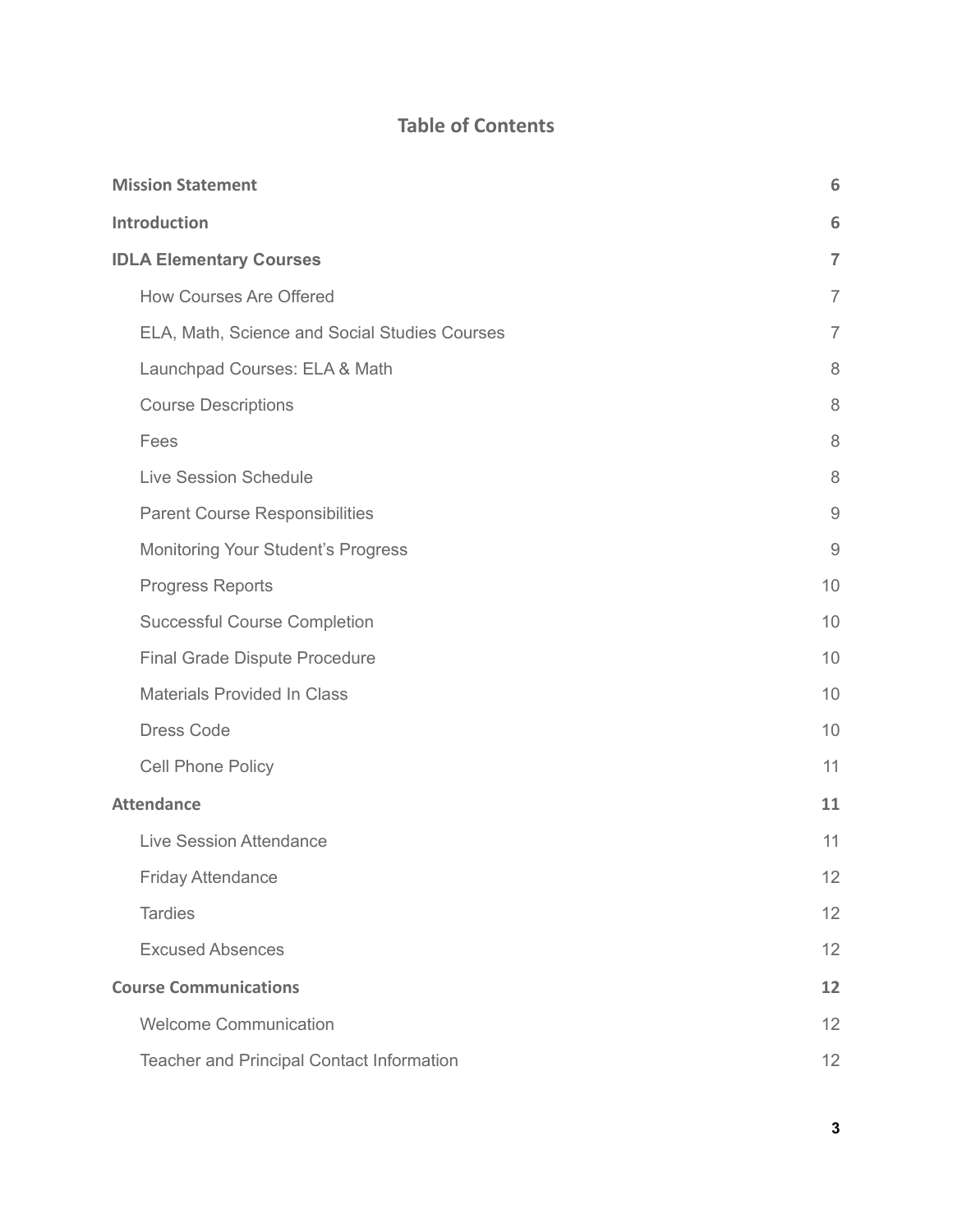## Table of Contents

| | |
|---|---|
| **Mission Statement** | **6** |
| **Introduction** | **6** |
| **IDLA Elementary Courses** | **7** |
| How Courses Are Offered | 7 |
| ELA, Math, Science and Social Studies Courses | 7 |
| Launchpad Courses: ELA & Math | 8 |
| Course Descriptions | 8 |
| Fees | 8 |
| Live Session Schedule | 8 |
| Parent Course Responsibilities | 9 |
| Monitoring Your Student's Progress | 9 |
| Progress Reports | 10 |
| Successful Course Completion | 10 |
| Final Grade Dispute Procedure | 10 |
| Materials Provided In Class | 10 |
| Dress Code | 10 |
| Cell Phone Policy | 11 |
| **Attendance** | **11** |
| Live Session Attendance | 11 |
| Friday Attendance | 12 |
| Tardies | 12 |
| Excused Absences | 12 |
| **Course Communications** | **12** |
| Welcome Communication | 12 |
| Teacher and Principal Contact Information | 12 |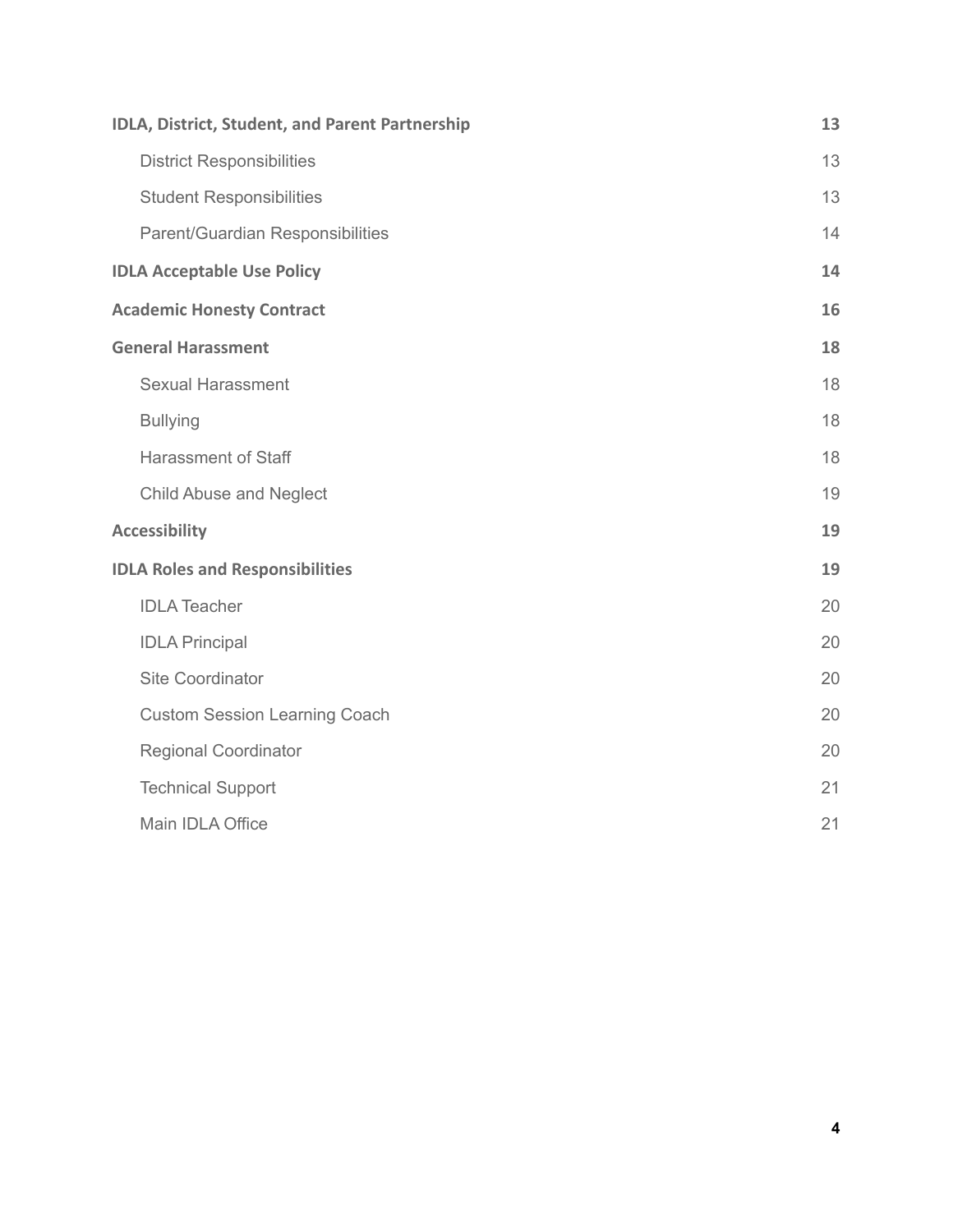| | |
|---|---|
| **IDLA, District, Student, and Parent Partnership** | **13** |
| District Responsibilities | 13 |
| Student Responsibilities | 13 |
| Parent/Guardian Responsibilities | 14 |
| **IDLA Acceptable Use Policy** | **14** |
| **Academic Honesty Contract** | **16** |
| **General Harassment** | **18** |
| Sexual Harassment | 18 |
| Bullying | 18 |
| Harassment of Staff | 18 |
| Child Abuse and Neglect | 19 |
| **Accessibility** | **19** |
| **IDLA Roles and Responsibilities** | **19** |
| IDLA Teacher | 20 |
| IDLA Principal | 20 |
| Site Coordinator | 20 |
| Custom Session Learning Coach | 20 |
| Regional Coordinator | 20 |
| Technical Support | 21 |
| Main IDLA Office | 21 |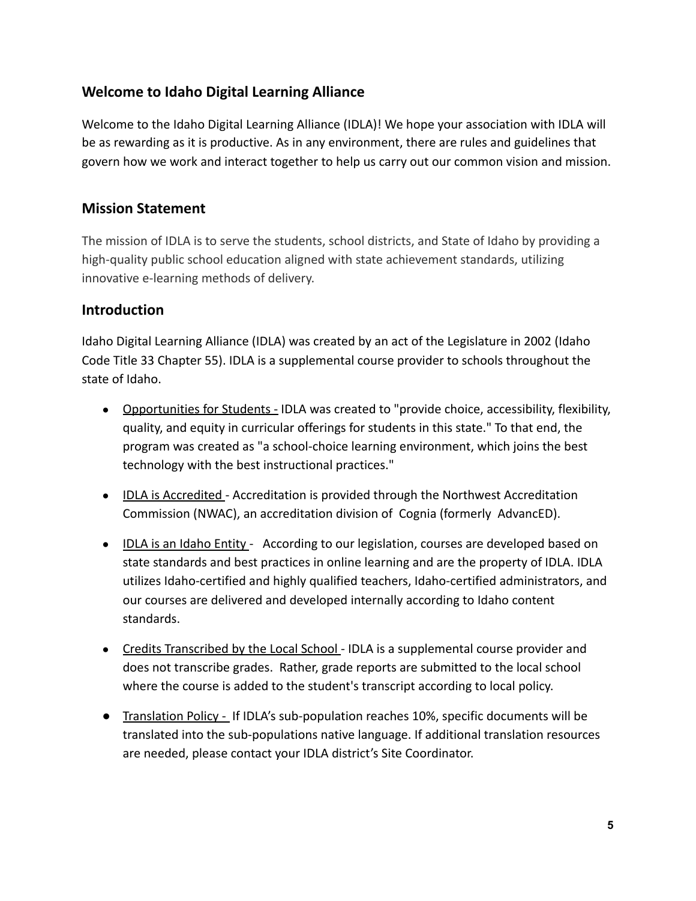## Welcome to Idaho Digital Learning Alliance

Welcome to the Idaho Digital Learning Alliance (IDLA)! We hope your association with IDLA will be as rewarding as it is productive. As in any environment, there are rules and guidelines that govern how we work and interact together to help us carry out our common vision and mission.

## Mission Statement

The mission of IDLA is to serve the students, school districts, and State of Idaho by providing a high-quality public school education aligned with state achievement standards, utilizing innovative e-learning methods of delivery.

## Introduction

Idaho Digital Learning Alliance (IDLA) was created by an act of the Legislature in 2002 (Idaho Code Title 33 Chapter 55). IDLA is a supplemental course provider to schools throughout the state of Idaho.

- Opportunities for Students - IDLA was created to "provide choice, accessibility, flexibility, quality, and equity in curricular offerings for students in this state." To that end, the program was created as "a school-choice learning environment, which joins the best technology with the best instructional practices."
- IDLA is Accredited - Accreditation is provided through the Northwest Accreditation Commission (NWAC), an accreditation division of Cognia (formerly AdvancED).
- IDLA is an Idaho Entity - According to our legislation, courses are developed based on state standards and best practices in online learning and are the property of IDLA. IDLA utilizes Idaho-certified and highly qualified teachers, Idaho-certified administrators, and our courses are delivered and developed internally according to Idaho content standards.
- Credits Transcribed by the Local School - IDLA is a supplemental course provider and does not transcribe grades. Rather, grade reports are submitted to the local school where the course is added to the student's transcript according to local policy.
- Translation Policy - If IDLA's sub-population reaches 10%, specific documents will be translated into the sub-populations native language. If additional translation resources are needed, please contact your IDLA district's Site Coordinator.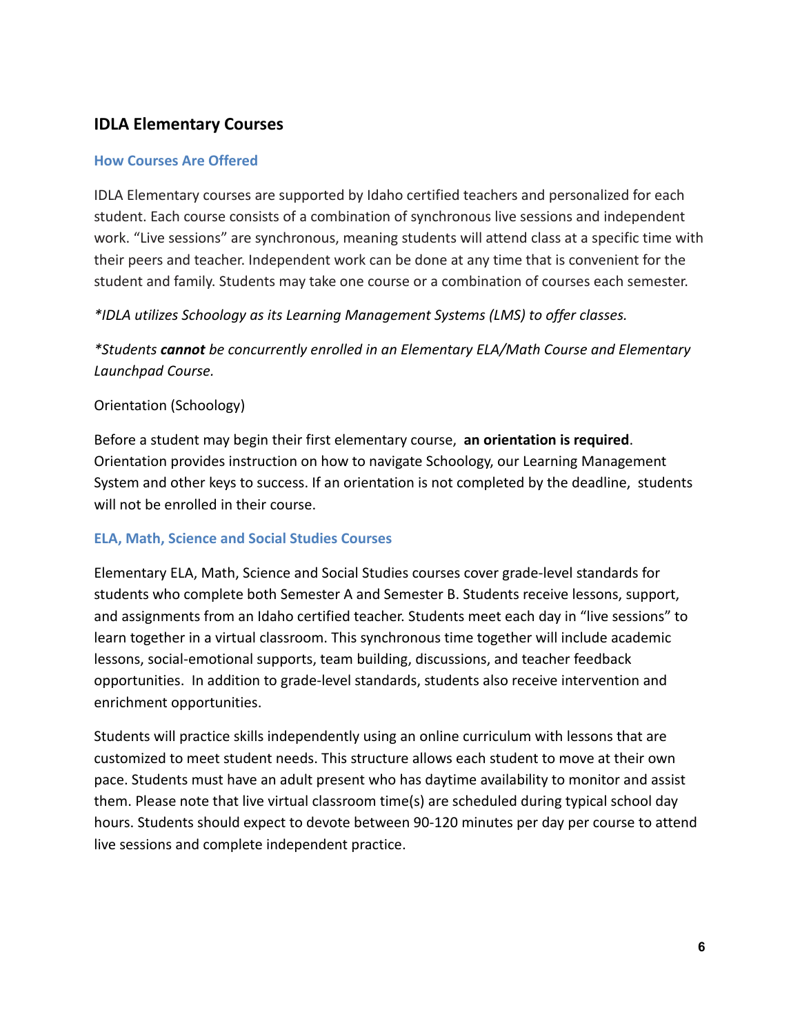## IDLA Elementary Courses

### How Courses Are Offered

IDLA Elementary courses are supported by Idaho certified teachers and personalized for each student. Each course consists of a combination of synchronous live sessions and independent work. "Live sessions" are synchronous, meaning students will attend class at a specific time with their peers and teacher. Independent work can be done at any time that is convenient for the student and family. Students may take one course or a combination of courses each semester.

*\*IDLA utilizes Schoology as its Learning Management Systems (LMS) to offer classes.*

*\*Students **cannot** be concurrently enrolled in an Elementary ELA/Math Course and Elementary Launchpad Course.*

Orientation (Schoology)

Before a student may begin their first elementary course, **an orientation is required**. Orientation provides instruction on how to navigate Schoology, our Learning Management System and other keys to success. If an orientation is not completed by the deadline, students will not be enrolled in their course.

### ELA, Math, Science and Social Studies Courses

Elementary ELA, Math, Science and Social Studies courses cover grade-level standards for students who complete both Semester A and Semester B. Students receive lessons, support, and assignments from an Idaho certified teacher. Students meet each day in "live sessions" to learn together in a virtual classroom. This synchronous time together will include academic lessons, social-emotional supports, team building, discussions, and teacher feedback opportunities. In addition to grade-level standards, students also receive intervention and enrichment opportunities.

Students will practice skills independently using an online curriculum with lessons that are customized to meet student needs. This structure allows each student to move at their own pace. Students must have an adult present who has daytime availability to monitor and assist them. Please note that live virtual classroom time(s) are scheduled during typical school day hours. Students should expect to devote between 90-120 minutes per day per course to attend live sessions and complete independent practice.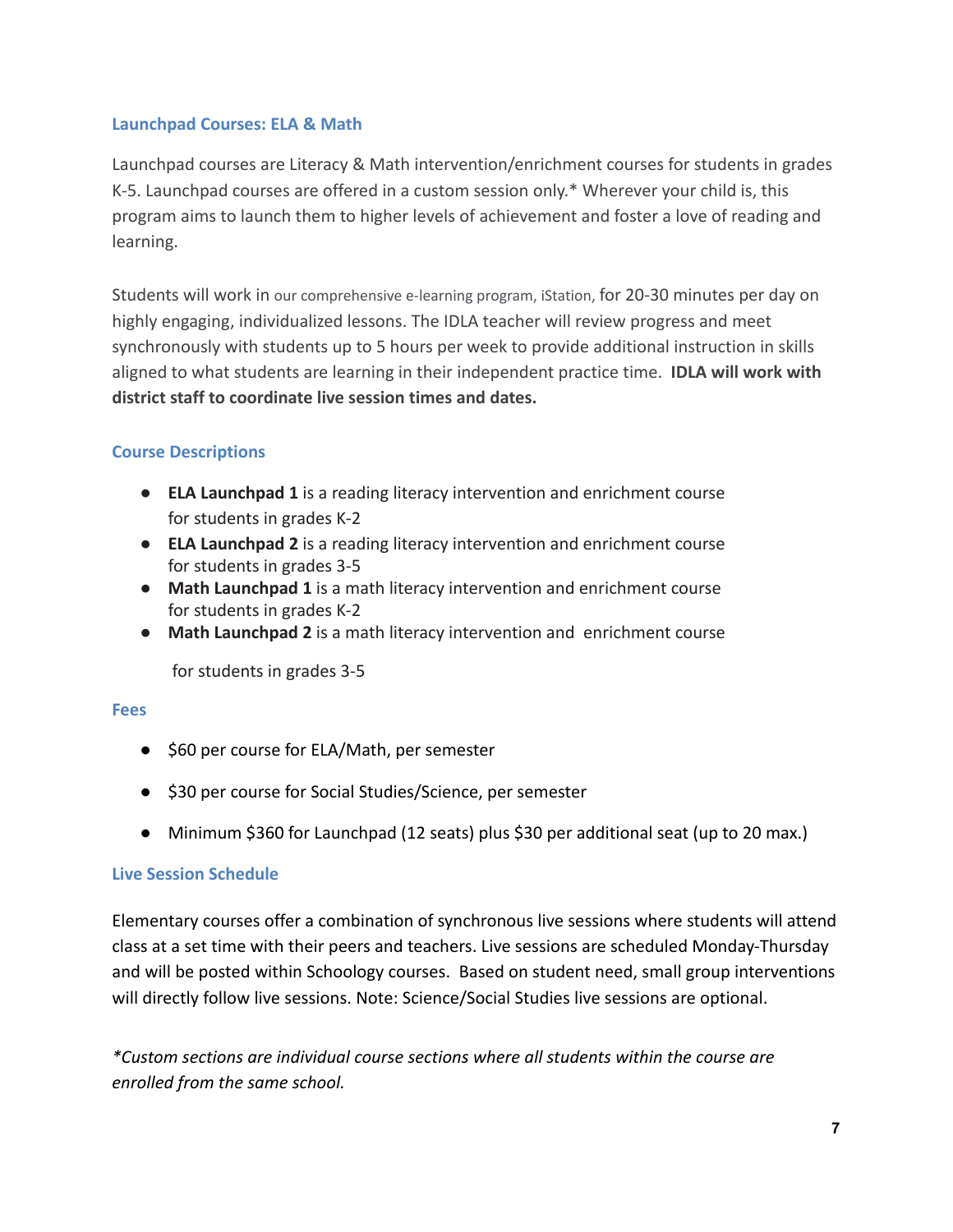### Launchpad Courses: ELA & Math

Launchpad courses are Literacy & Math intervention/enrichment courses for students in grades K-5. Launchpad courses are offered in a custom session only.* Wherever your child is, this program aims to launch them to higher levels of achievement and foster a love of reading and learning.

Students will work in our comprehensive e-learning program, iStation, for 20-30 minutes per day on highly engaging, individualized lessons. The IDLA teacher will review progress and meet synchronously with students up to 5 hours per week to provide additional instruction in skills aligned to what students are learning in their independent practice time. **IDLA will work with district staff to coordinate live session times and dates.**

### Course Descriptions

- **ELA Launchpad 1** is a reading literacy intervention and enrichment course for students in grades K-2
- **ELA Launchpad 2** is a reading literacy intervention and enrichment course for students in grades 3-5
- **Math Launchpad 1** is a math literacy intervention and enrichment course for students in grades K-2
- **Math Launchpad 2** is a math literacy intervention and enrichment course for students in grades 3-5

### Fees

- $60 per course for ELA/Math, per semester
- $30 per course for Social Studies/Science, per semester
- Minimum $360 for Launchpad (12 seats) plus $30 per additional seat (up to 20 max.)

### Live Session Schedule

Elementary courses offer a combination of synchronous live sessions where students will attend class at a set time with their peers and teachers. Live sessions are scheduled Monday-Thursday and will be posted within Schoology courses. Based on student need, small group interventions will directly follow live sessions. Note: Science/Social Studies live sessions are optional.

*\*Custom sections are individual course sections where all students within the course are enrolled from the same school.*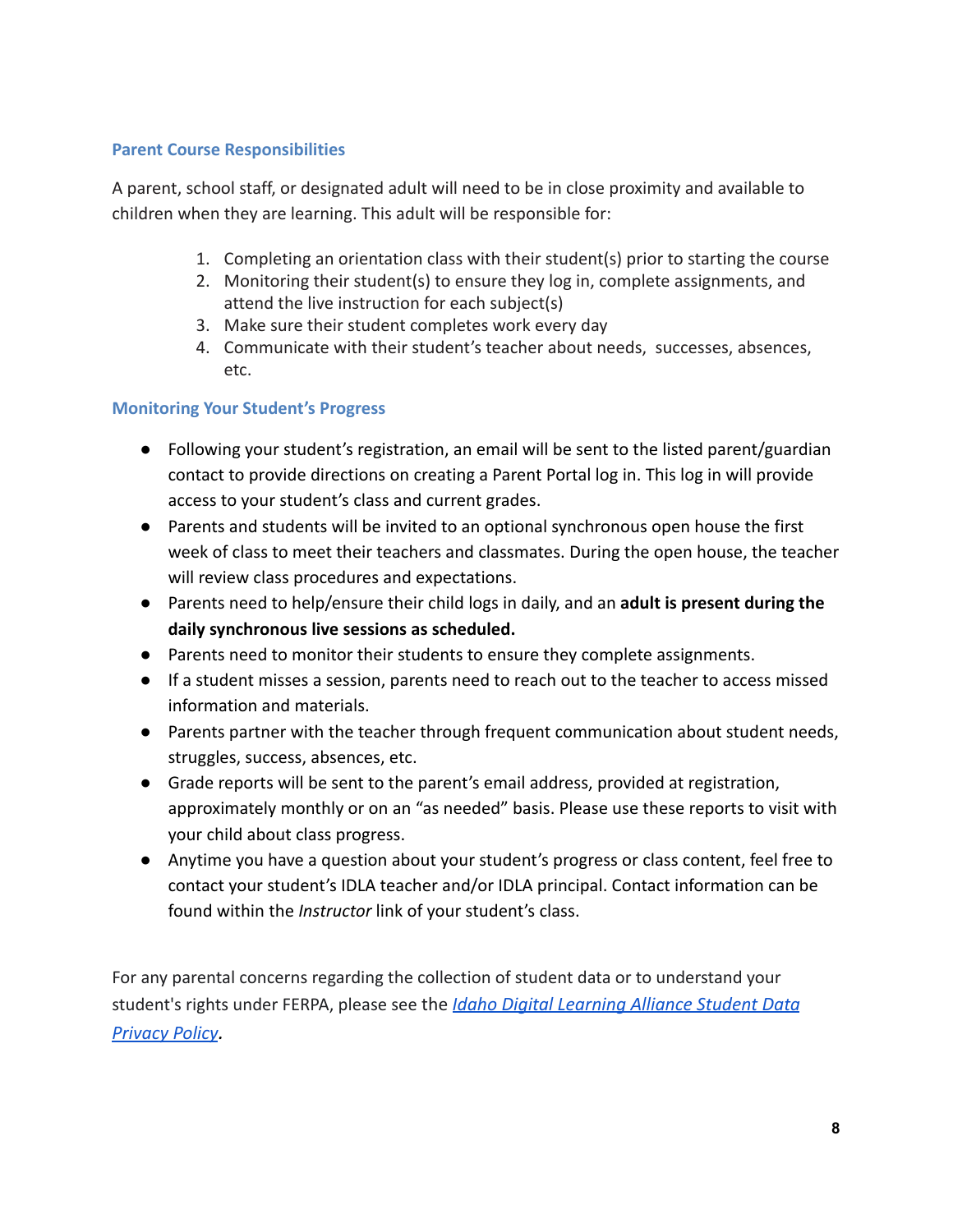### Parent Course Responsibilities

A parent, school staff, or designated adult will need to be in close proximity and available to children when they are learning. This adult will be responsible for:

1. Completing an orientation class with their student(s) prior to starting the course
2. Monitoring their student(s) to ensure they log in, complete assignments, and attend the live instruction for each subject(s)
3. Make sure their student completes work every day
4. Communicate with their student's teacher about needs, successes, absences, etc.

### Monitoring Your Student's Progress

- Following your student's registration, an email will be sent to the listed parent/guardian contact to provide directions on creating a Parent Portal log in. This log in will provide access to your student's class and current grades.
- Parents and students will be invited to an optional synchronous open house the first week of class to meet their teachers and classmates. During the open house, the teacher will review class procedures and expectations.
- Parents need to help/ensure their child logs in daily, and an **adult is present during the daily synchronous live sessions as scheduled.**
- Parents need to monitor their students to ensure they complete assignments.
- If a student misses a session, parents need to reach out to the teacher to access missed information and materials.
- Parents partner with the teacher through frequent communication about student needs, struggles, success, absences, etc.
- Grade reports will be sent to the parent's email address, provided at registration, approximately monthly or on an "as needed" basis. Please use these reports to visit with your child about class progress.
- Anytime you have a question about your student's progress or class content, feel free to contact your student's IDLA teacher and/or IDLA principal. Contact information can be found within the *Instructor* link of your student's class.

For any parental concerns regarding the collection of student data or to understand your student's rights under FERPA, please see the *Idaho Digital Learning Alliance Student Data Privacy Policy*.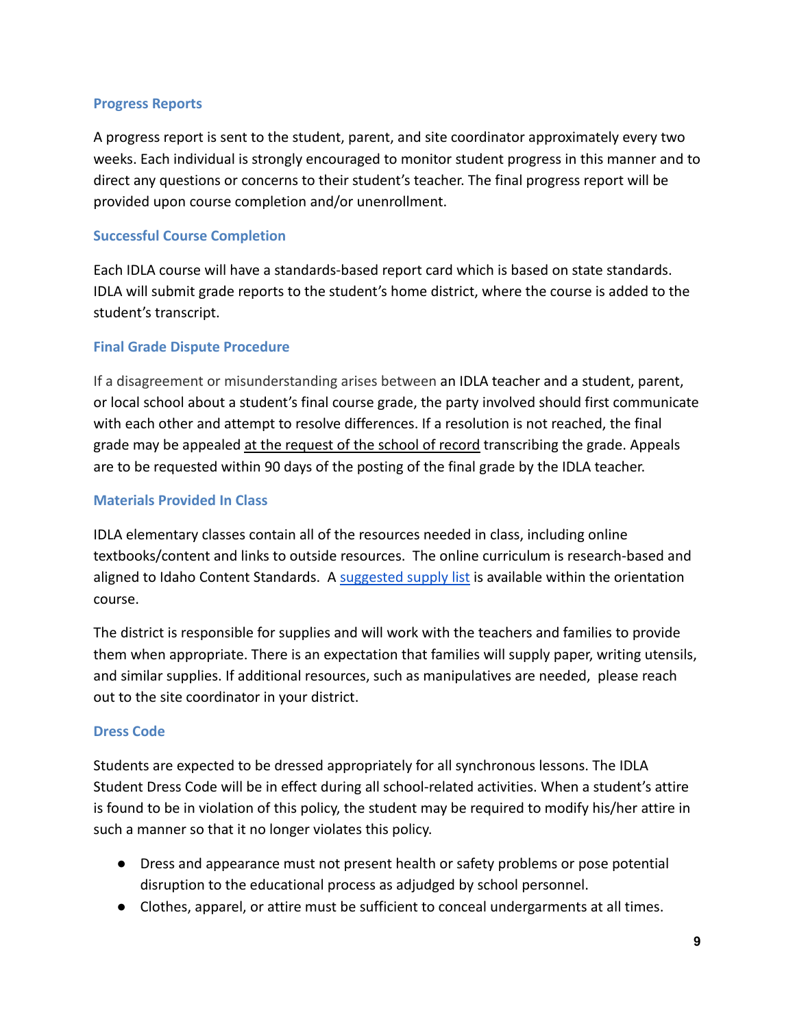### Progress Reports

A progress report is sent to the student, parent, and site coordinator approximately every two weeks. Each individual is strongly encouraged to monitor student progress in this manner and to direct any questions or concerns to their student's teacher. The final progress report will be provided upon course completion and/or unenrollment.

### Successful Course Completion

Each IDLA course will have a standards-based report card which is based on state standards. IDLA will submit grade reports to the student's home district, where the course is added to the student's transcript.

### Final Grade Dispute Procedure

If a disagreement or misunderstanding arises between an IDLA teacher and a student, parent, or local school about a student's final course grade, the party involved should first communicate with each other and attempt to resolve differences. If a resolution is not reached, the final grade may be appealed at the request of the school of record transcribing the grade. Appeals are to be requested within 90 days of the posting of the final grade by the IDLA teacher.

### Materials Provided In Class

IDLA elementary classes contain all of the resources needed in class, including online textbooks/content and links to outside resources. The online curriculum is research-based and aligned to Idaho Content Standards. A suggested supply list is available within the orientation course.

The district is responsible for supplies and will work with the teachers and families to provide them when appropriate. There is an expectation that families will supply paper, writing utensils, and similar supplies. If additional resources, such as manipulatives are needed, please reach out to the site coordinator in your district.

### Dress Code

Students are expected to be dressed appropriately for all synchronous lessons. The IDLA Student Dress Code will be in effect during all school-related activities. When a student's attire is found to be in violation of this policy, the student may be required to modify his/her attire in such a manner so that it no longer violates this policy.

- Dress and appearance must not present health or safety problems or pose potential disruption to the educational process as adjudged by school personnel.
- Clothes, apparel, or attire must be sufficient to conceal undergarments at all times.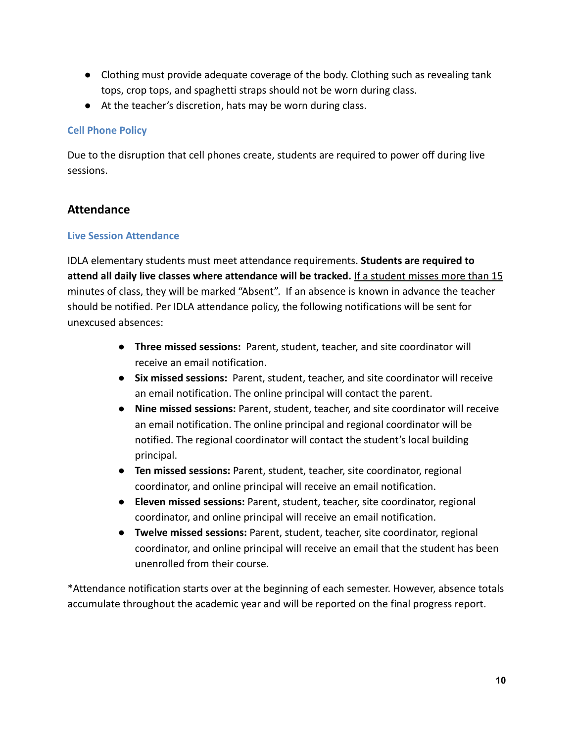- Clothing must provide adequate coverage of the body. Clothing such as revealing tank tops, crop tops, and spaghetti straps should not be worn during class.
- At the teacher's discretion, hats may be worn during class.

### Cell Phone Policy

Due to the disruption that cell phones create, students are required to power off during live sessions.

## Attendance

### Live Session Attendance

IDLA elementary students must meet attendance requirements. **Students are required to attend all daily live classes where attendance will be tracked.** <u>If a student misses more than 15 minutes of class, they will be marked "Absent".</u> If an absence is known in advance the teacher should be notified. Per IDLA attendance policy, the following notifications will be sent for unexcused absences:

- **Three missed sessions:** Parent, student, teacher, and site coordinator will receive an email notification.
- **Six missed sessions:** Parent, student, teacher, and site coordinator will receive an email notification. The online principal will contact the parent.
- **Nine missed sessions:** Parent, student, teacher, and site coordinator will receive an email notification. The online principal and regional coordinator will be notified. The regional coordinator will contact the student's local building principal.
- **Ten missed sessions:** Parent, student, teacher, site coordinator, regional coordinator, and online principal will receive an email notification.
- **Eleven missed sessions:** Parent, student, teacher, site coordinator, regional coordinator, and online principal will receive an email notification.
- **Twelve missed sessions:** Parent, student, teacher, site coordinator, regional coordinator, and online principal will receive an email that the student has been unenrolled from their course.

*Attendance notification starts over at the beginning of each semester. However, absence totals accumulate throughout the academic year and will be reported on the final progress report.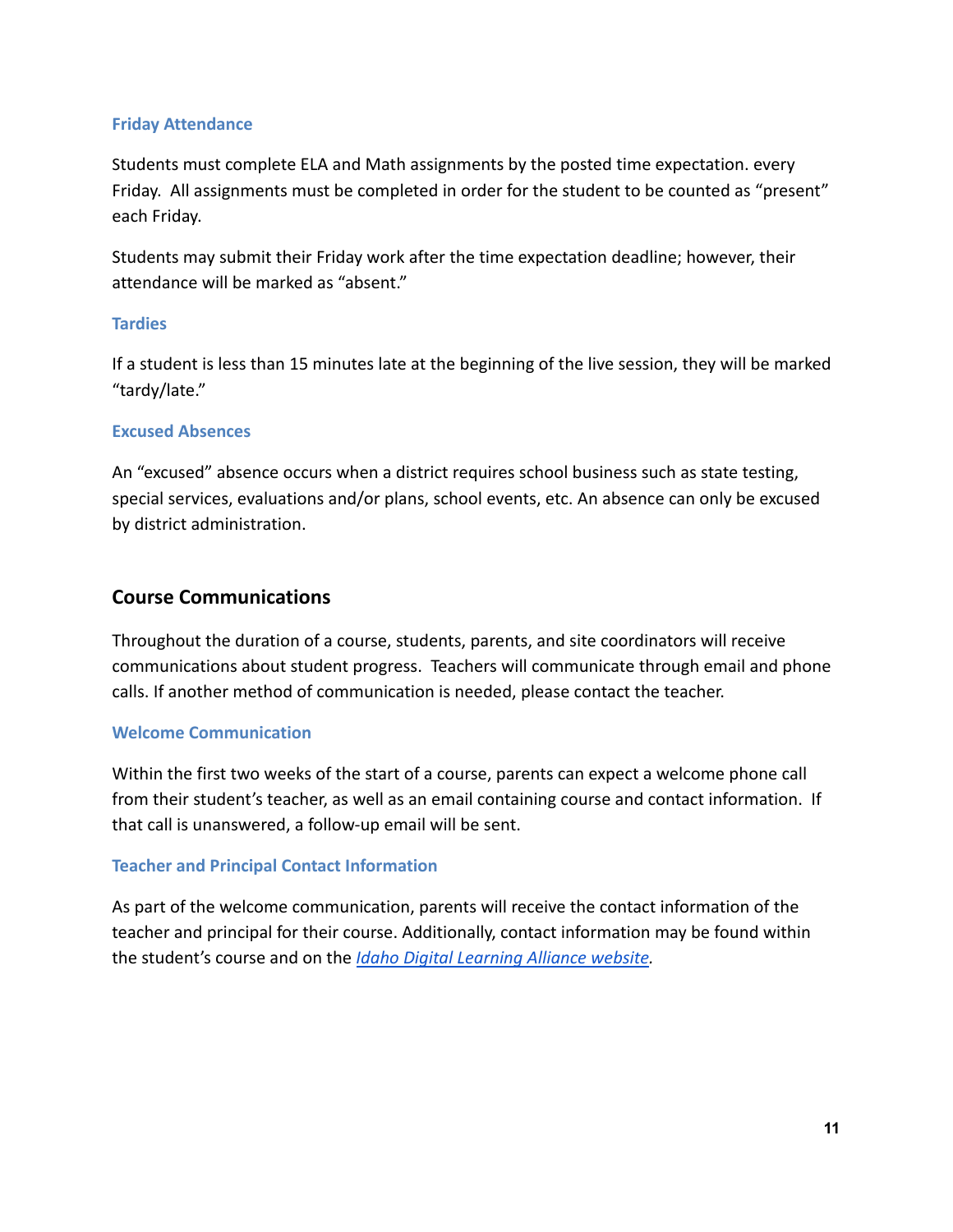### Friday Attendance

Students must complete ELA and Math assignments by the posted time expectation. every Friday. All assignments must be completed in order for the student to be counted as "present" each Friday.

Students may submit their Friday work after the time expectation deadline; however, their attendance will be marked as "absent."

### Tardies

If a student is less than 15 minutes late at the beginning of the live session, they will be marked "tardy/late."

### Excused Absences

An "excused" absence occurs when a district requires school business such as state testing, special services, evaluations and/or plans, school events, etc. An absence can only be excused by district administration.

## Course Communications

Throughout the duration of a course, students, parents, and site coordinators will receive communications about student progress. Teachers will communicate through email and phone calls. If another method of communication is needed, please contact the teacher.

### Welcome Communication

Within the first two weeks of the start of a course, parents can expect a welcome phone call from their student's teacher, as well as an email containing course and contact information. If that call is unanswered, a follow-up email will be sent.

### Teacher and Principal Contact Information

As part of the welcome communication, parents will receive the contact information of the teacher and principal for their course. Additionally, contact information may be found within the student's course and on the *Idaho Digital Learning Alliance website*.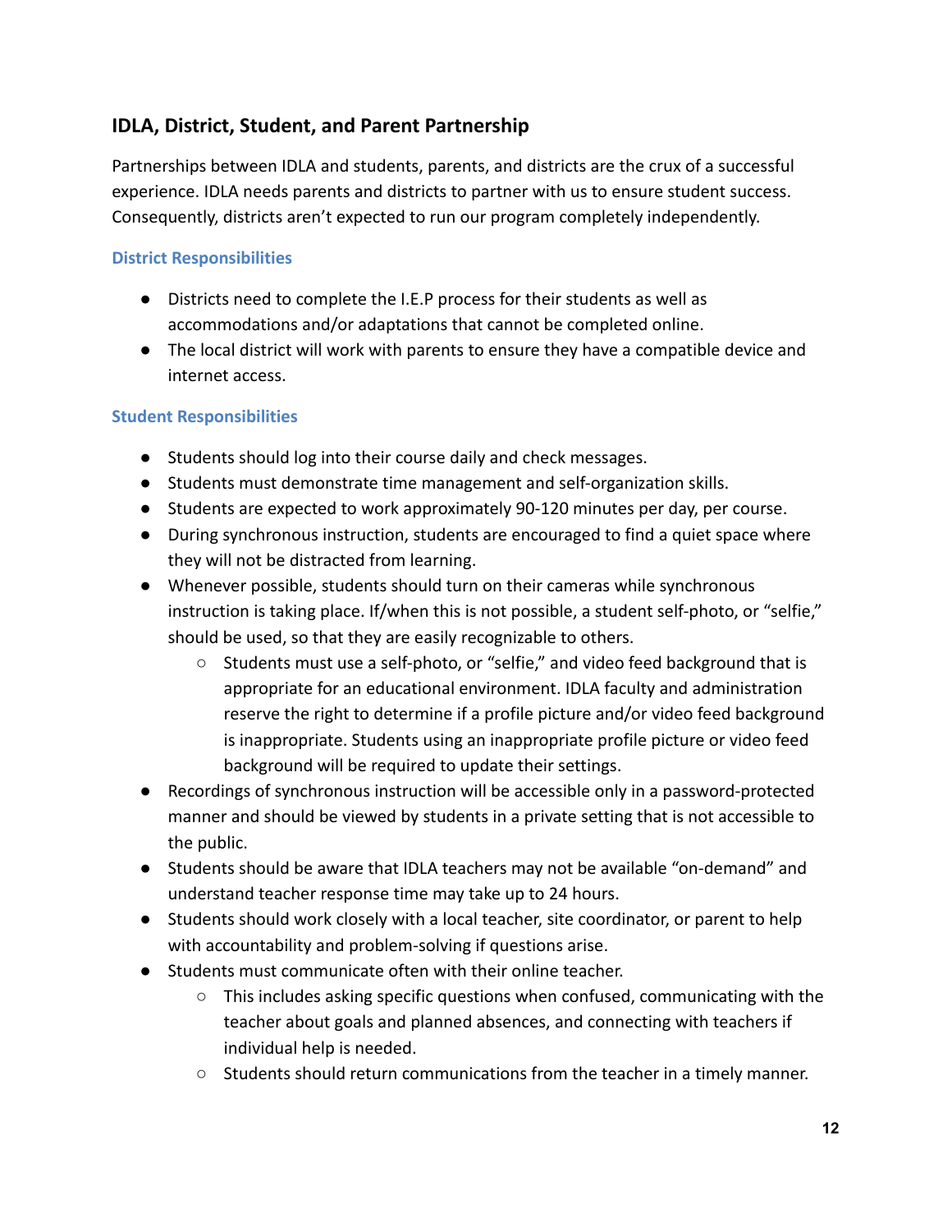## IDLA, District, Student, and Parent Partnership

Partnerships between IDLA and students, parents, and districts are the crux of a successful experience. IDLA needs parents and districts to partner with us to ensure student success. Consequently, districts aren't expected to run our program completely independently.

### District Responsibilities

- Districts need to complete the I.E.P process for their students as well as accommodations and/or adaptations that cannot be completed online.
- The local district will work with parents to ensure they have a compatible device and internet access.

### Student Responsibilities

- Students should log into their course daily and check messages.
- Students must demonstrate time management and self-organization skills.
- Students are expected to work approximately 90-120 minutes per day, per course.
- During synchronous instruction, students are encouraged to find a quiet space where they will not be distracted from learning.
- Whenever possible, students should turn on their cameras while synchronous instruction is taking place. If/when this is not possible, a student self-photo, or "selfie," should be used, so that they are easily recognizable to others.
    - Students must use a self-photo, or "selfie," and video feed background that is appropriate for an educational environment. IDLA faculty and administration reserve the right to determine if a profile picture and/or video feed background is inappropriate. Students using an inappropriate profile picture or video feed background will be required to update their settings.
- Recordings of synchronous instruction will be accessible only in a password-protected manner and should be viewed by students in a private setting that is not accessible to the public.
- Students should be aware that IDLA teachers may not be available "on-demand" and understand teacher response time may take up to 24 hours.
- Students should work closely with a local teacher, site coordinator, or parent to help with accountability and problem-solving if questions arise.
- Students must communicate often with their online teacher.
    - This includes asking specific questions when confused, communicating with the teacher about goals and planned absences, and connecting with teachers if individual help is needed.
    - Students should return communications from the teacher in a timely manner.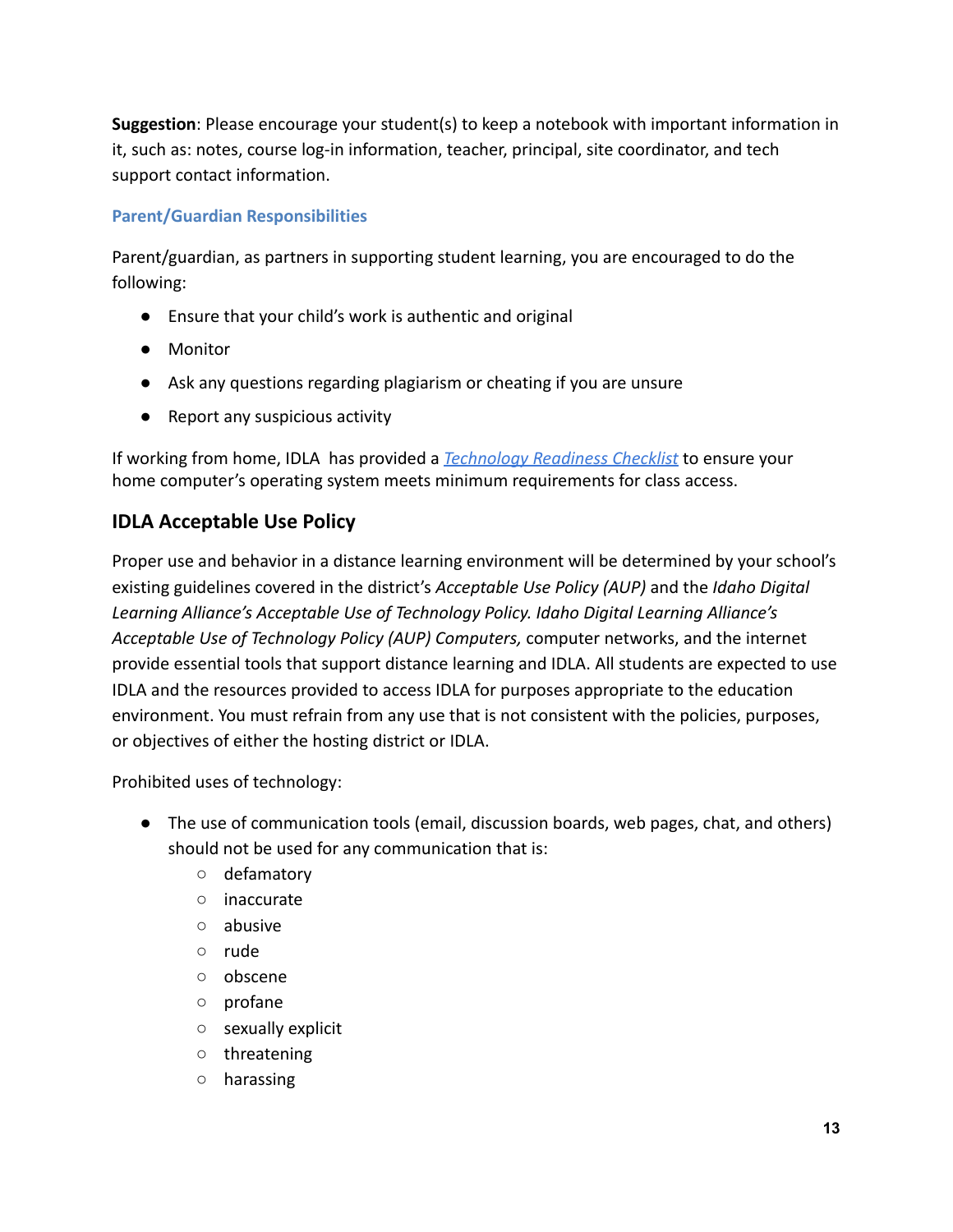**Suggestion**: Please encourage your student(s) to keep a notebook with important information in it, such as: notes, course log-in information, teacher, principal, site coordinator, and tech support contact information.

### Parent/Guardian Responsibilities

Parent/guardian, as partners in supporting student learning, you are encouraged to do the following:

- Ensure that your child's work is authentic and original
- Monitor
- Ask any questions regarding plagiarism or cheating if you are unsure
- Report any suspicious activity

If working from home, IDLA has provided a *Technology Readiness Checklist* to ensure your home computer's operating system meets minimum requirements for class access.

## IDLA Acceptable Use Policy

Proper use and behavior in a distance learning environment will be determined by your school's existing guidelines covered in the district's *Acceptable Use Policy (AUP)* and the *Idaho Digital Learning Alliance's Acceptable Use of Technology Policy. Idaho Digital Learning Alliance's Acceptable Use of Technology Policy (AUP) Computers,* computer networks, and the internet provide essential tools that support distance learning and IDLA. All students are expected to use IDLA and the resources provided to access IDLA for purposes appropriate to the education environment. You must refrain from any use that is not consistent with the policies, purposes, or objectives of either the hosting district or IDLA.

Prohibited uses of technology:

- The use of communication tools (email, discussion boards, web pages, chat, and others) should not be used for any communication that is:
  - defamatory
  - inaccurate
  - abusive
  - rude
  - obscene
  - profane
  - sexually explicit
  - threatening
  - harassing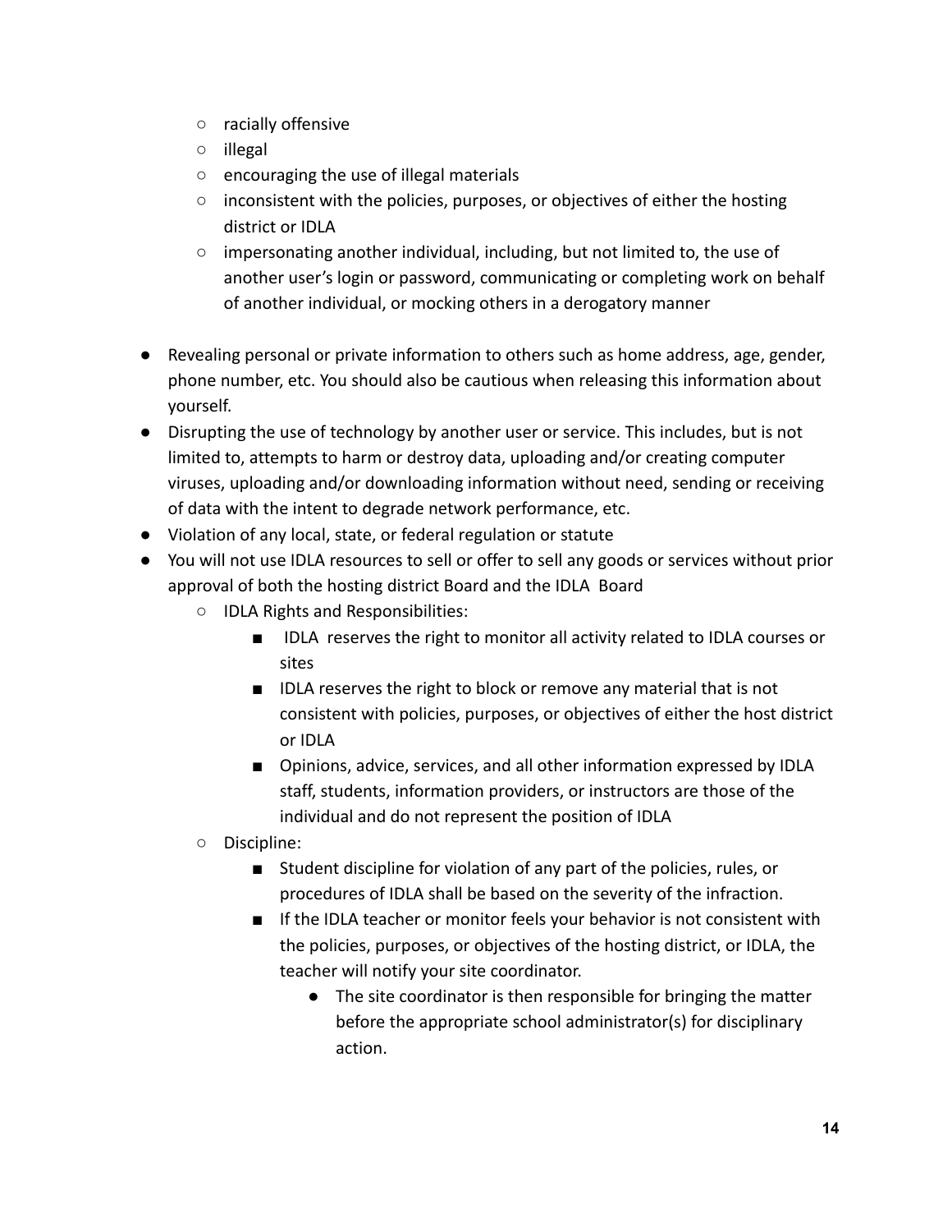- racially offensive
    - illegal
    - encouraging the use of illegal materials
    - inconsistent with the policies, purposes, or objectives of either the hosting district or IDLA
    - impersonating another individual, including, but not limited to, the use of another user's login or password, communicating or completing work on behalf of another individual, or mocking others in a derogatory manner

- Revealing personal or private information to others such as home address, age, gender, phone number, etc. You should also be cautious when releasing this information about yourself.
- Disrupting the use of technology by another user or service. This includes, but is not limited to, attempts to harm or destroy data, uploading and/or creating computer viruses, uploading and/or downloading information without need, sending or receiving of data with the intent to degrade network performance, etc.
- Violation of any local, state, or federal regulation or statute
- You will not use IDLA resources to sell or offer to sell any goods or services without prior approval of both the hosting district Board and the IDLA Board
    - IDLA Rights and Responsibilities:
        - IDLA reserves the right to monitor all activity related to IDLA courses or sites
        - IDLA reserves the right to block or remove any material that is not consistent with policies, purposes, or objectives of either the host district or IDLA
        - Opinions, advice, services, and all other information expressed by IDLA staff, students, information providers, or instructors are those of the individual and do not represent the position of IDLA
    - Discipline:
        - Student discipline for violation of any part of the policies, rules, or procedures of IDLA shall be based on the severity of the infraction.
        - If the IDLA teacher or monitor feels your behavior is not consistent with the policies, purposes, or objectives of the hosting district, or IDLA, the teacher will notify your site coordinator.
            - The site coordinator is then responsible for bringing the matter before the appropriate school administrator(s) for disciplinary action.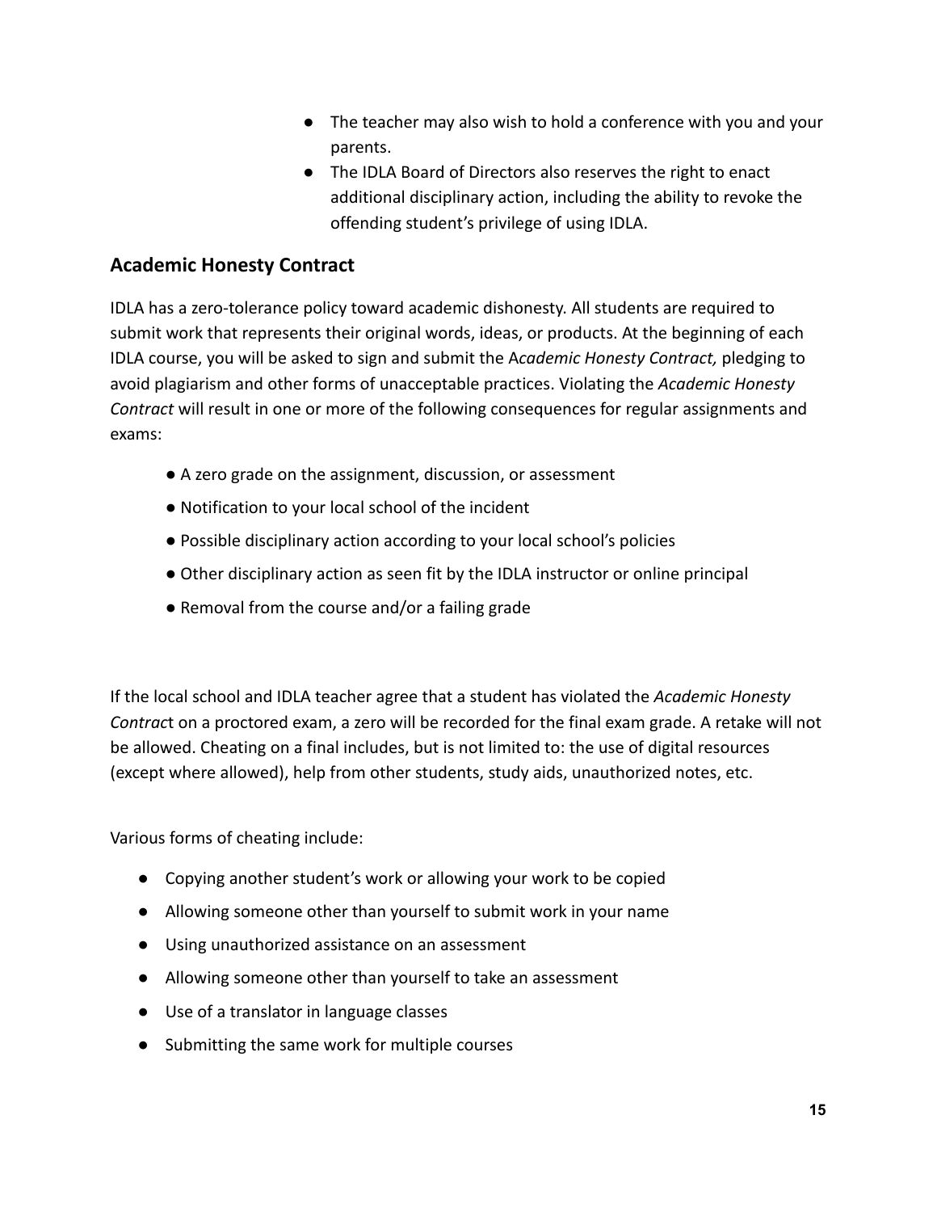- The teacher may also wish to hold a conference with you and your parents.
- The IDLA Board of Directors also reserves the right to enact additional disciplinary action, including the ability to revoke the offending student's privilege of using IDLA.

## Academic Honesty Contract

IDLA has a zero-tolerance policy toward academic dishonesty. All students are required to submit work that represents their original words, ideas, or products. At the beginning of each IDLA course, you will be asked to sign and submit the A*cademic Honesty Contract,* pledging to avoid plagiarism and other forms of unacceptable practices. Violating the *Academic Honesty Contract* will result in one or more of the following consequences for regular assignments and exams:

- A zero grade on the assignment, discussion, or assessment
- Notification to your local school of the incident
- Possible disciplinary action according to your local school's policies
- Other disciplinary action as seen fit by the IDLA instructor or online principal
- Removal from the course and/or a failing grade

If the local school and IDLA teacher agree that a student has violated the *Academic Honesty Contrac*t on a proctored exam, a zero will be recorded for the final exam grade. A retake will not be allowed. Cheating on a final includes, but is not limited to: the use of digital resources (except where allowed), help from other students, study aids, unauthorized notes, etc.

Various forms of cheating include:

- Copying another student's work or allowing your work to be copied
- Allowing someone other than yourself to submit work in your name
- Using unauthorized assistance on an assessment
- Allowing someone other than yourself to take an assessment
- Use of a translator in language classes
- Submitting the same work for multiple courses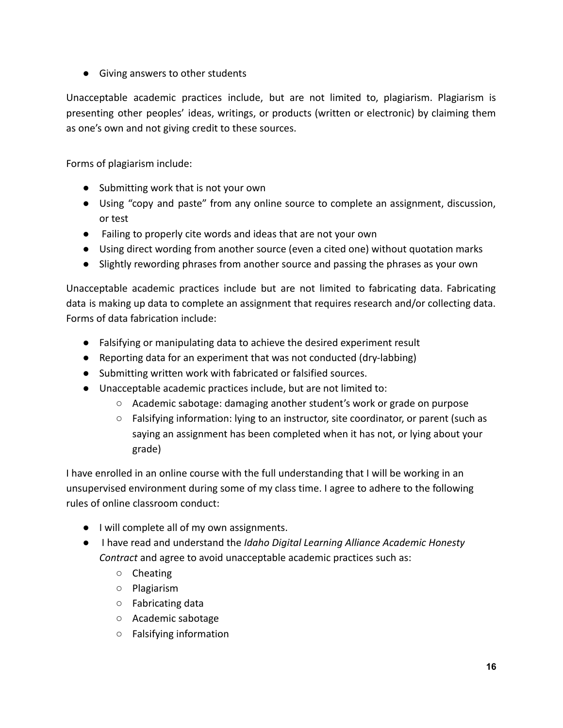- Giving answers to other students

Unacceptable academic practices include, but are not limited to, plagiarism. Plagiarism is presenting other peoples' ideas, writings, or products (written or electronic) by claiming them as one's own and not giving credit to these sources.

Forms of plagiarism include:

- Submitting work that is not your own
- Using "copy and paste" from any online source to complete an assignment, discussion, or test
- Failing to properly cite words and ideas that are not your own
- Using direct wording from another source (even a cited one) without quotation marks
- Slightly rewording phrases from another source and passing the phrases as your own

Unacceptable academic practices include but are not limited to fabricating data. Fabricating data is making up data to complete an assignment that requires research and/or collecting data. Forms of data fabrication include:

- Falsifying or manipulating data to achieve the desired experiment result
- Reporting data for an experiment that was not conducted (dry-labbing)
- Submitting written work with fabricated or falsified sources.
- Unacceptable academic practices include, but are not limited to:
    - Academic sabotage: damaging another student's work or grade on purpose
    - Falsifying information: lying to an instructor, site coordinator, or parent (such as saying an assignment has been completed when it has not, or lying about your grade)

I have enrolled in an online course with the full understanding that I will be working in an unsupervised environment during some of my class time. I agree to adhere to the following rules of online classroom conduct:

- I will complete all of my own assignments.
- I have read and understand the *Idaho Digital Learning Alliance Academic Honesty Contract* and agree to avoid unacceptable academic practices such as:
    - Cheating
    - Plagiarism
    - Fabricating data
    - Academic sabotage
    - Falsifying information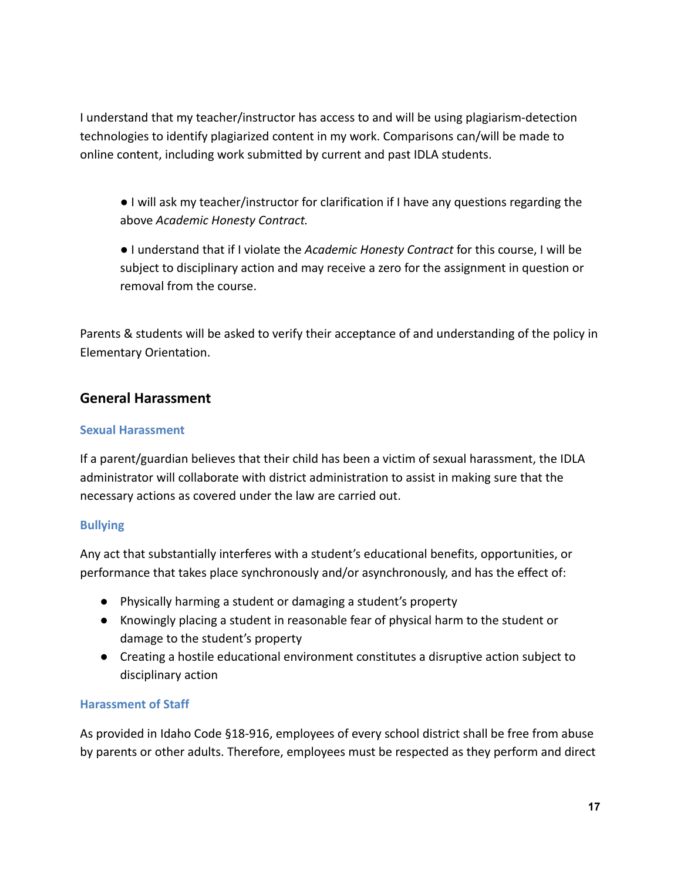I understand that my teacher/instructor has access to and will be using plagiarism-detection technologies to identify plagiarized content in my work. Comparisons can/will be made to online content, including work submitted by current and past IDLA students.

- I will ask my teacher/instructor for clarification if I have any questions regarding the above *Academic Honesty Contract.*
- I understand that if I violate the *Academic Honesty Contract* for this course, I will be subject to disciplinary action and may receive a zero for the assignment in question or removal from the course.

Parents & students will be asked to verify their acceptance of and understanding of the policy in Elementary Orientation.

## General Harassment

### Sexual Harassment

If a parent/guardian believes that their child has been a victim of sexual harassment, the IDLA administrator will collaborate with district administration to assist in making sure that the necessary actions as covered under the law are carried out.

### Bullying

Any act that substantially interferes with a student's educational benefits, opportunities, or performance that takes place synchronously and/or asynchronously, and has the effect of:

- Physically harming a student or damaging a student's property
- Knowingly placing a student in reasonable fear of physical harm to the student or damage to the student's property
- Creating a hostile educational environment constitutes a disruptive action subject to disciplinary action

### Harassment of Staff

As provided in Idaho Code §18-916, employees of every school district shall be free from abuse by parents or other adults. Therefore, employees must be respected as they perform and direct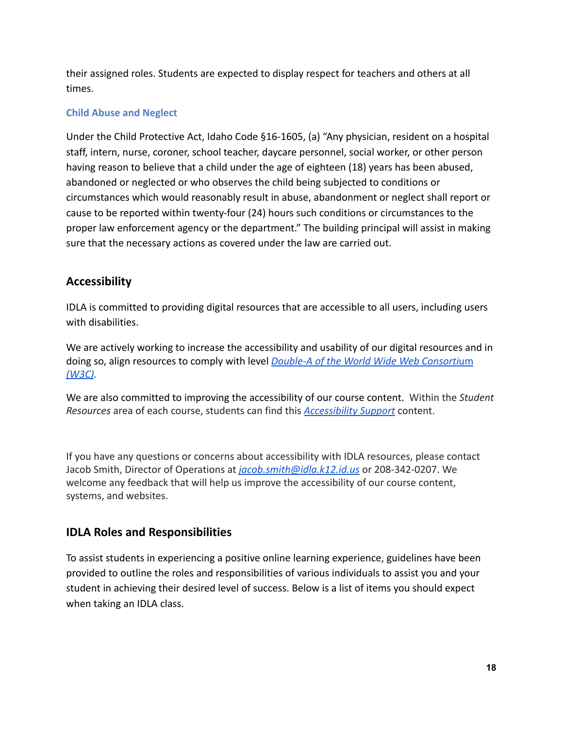their assigned roles. Students are expected to display respect for teachers and others at all times.

### Child Abuse and Neglect

Under the Child Protective Act, Idaho Code §16-1605, (a) "Any physician, resident on a hospital staff, intern, nurse, coroner, school teacher, daycare personnel, social worker, or other person having reason to believe that a child under the age of eighteen (18) years has been abused, abandoned or neglected or who observes the child being subjected to conditions or circumstances which would reasonably result in abuse, abandonment or neglect shall report or cause to be reported within twenty-four (24) hours such conditions or circumstances to the proper law enforcement agency or the department." The building principal will assist in making sure that the necessary actions as covered under the law are carried out.

## Accessibility

IDLA is committed to providing digital resources that are accessible to all users, including users with disabilities.

We are actively working to increase the accessibility and usability of our digital resources and in doing so, align resources to comply with level *Double-A of the World Wide Web Consortium (W3C).*

We are also committed to improving the accessibility of our course content. Within the *Student Resources* area of each course, students can find this *Accessibility Support* content.

If you have any questions or concerns about accessibility with IDLA resources, please contact Jacob Smith, Director of Operations at *jacob.smith@idla.k12.id.us* or 208-342-0207. We welcome any feedback that will help us improve the accessibility of our course content, systems, and websites.

## IDLA Roles and Responsibilities

To assist students in experiencing a positive online learning experience, guidelines have been provided to outline the roles and responsibilities of various individuals to assist you and your student in achieving their desired level of success. Below is a list of items you should expect when taking an IDLA class.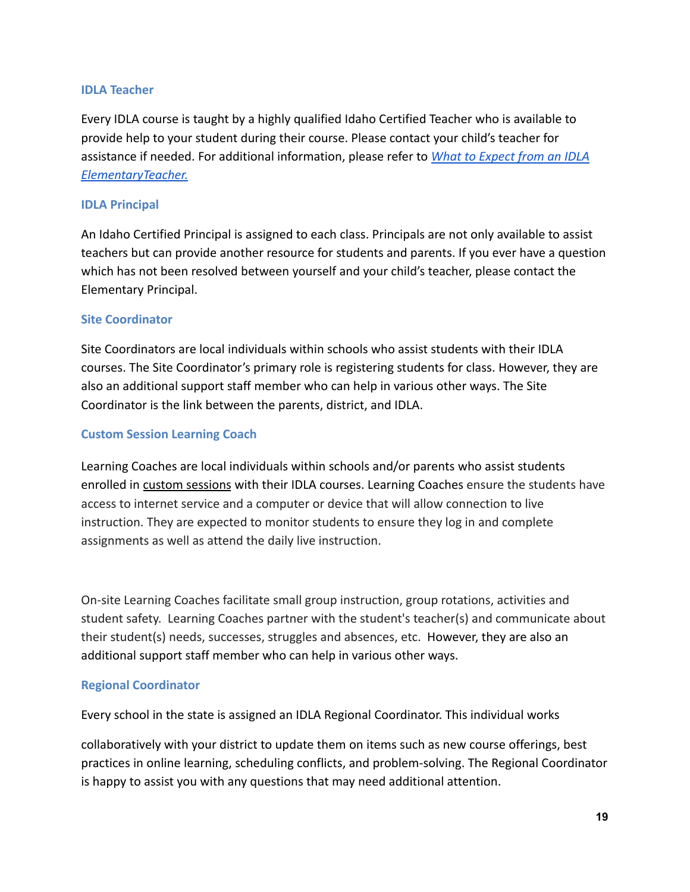### IDLA Teacher

Every IDLA course is taught by a highly qualified Idaho Certified Teacher who is available to provide help to your student during their course. Please contact your child's teacher for assistance if needed. For additional information, please refer to *[What to Expect from an IDLA ElementaryTeacher.]()*

### IDLA Principal

An Idaho Certified Principal is assigned to each class. Principals are not only available to assist teachers but can provide another resource for students and parents. If you ever have a question which has not been resolved between yourself and your child's teacher, please contact the Elementary Principal.

### Site Coordinator

Site Coordinators are local individuals within schools who assist students with their IDLA courses. The Site Coordinator's primary role is registering students for class. However, they are also an additional support staff member who can help in various other ways. The Site Coordinator is the link between the parents, district, and IDLA.

### Custom Session Learning Coach

Learning Coaches are local individuals within schools and/or parents who assist students enrolled in custom sessions with their IDLA courses. Learning Coaches ensure the students have access to internet service and a computer or device that will allow connection to live instruction. They are expected to monitor students to ensure they log in and complete assignments as well as attend the daily live instruction.

On-site Learning Coaches facilitate small group instruction, group rotations, activities and student safety. Learning Coaches partner with the student's teacher(s) and communicate about their student(s) needs, successes, struggles and absences, etc. However, they are also an additional support staff member who can help in various other ways.

### Regional Coordinator

Every school in the state is assigned an IDLA Regional Coordinator. This individual works collaboratively with your district to update them on items such as new course offerings, best practices in online learning, scheduling conflicts, and problem-solving. The Regional Coordinator is happy to assist you with any questions that may need additional attention.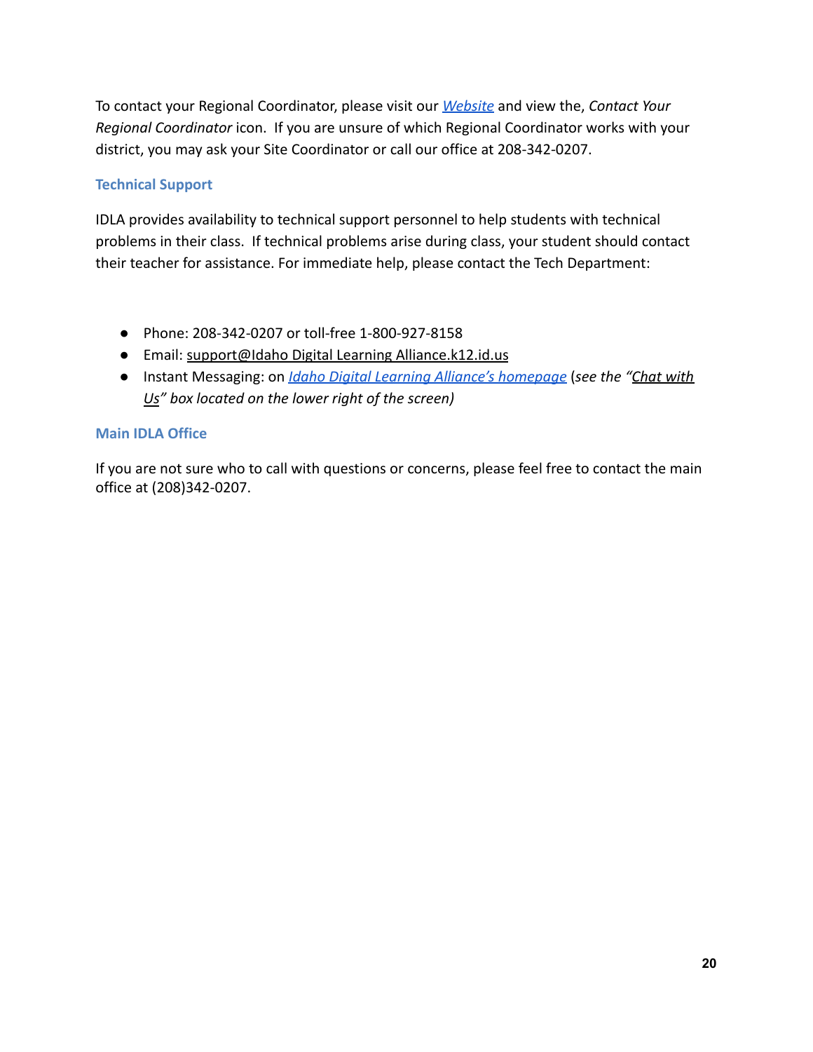To contact your Regional Coordinator, please visit our [Website](#) and view the, *Contact Your Regional Coordinator* icon.  If you are unsure of which Regional Coordinator works with your district, you may ask your Site Coordinator or call our office at 208-342-0207.

### Technical Support

IDLA provides availability to technical support personnel to help students with technical problems in their class.  If technical problems arise during class, your student should contact their teacher for assistance. For immediate help, please contact the Tech Department:

- Phone: 208-342-0207 or toll-free 1-800-927-8158
- Email: support@Idaho Digital Learning Alliance.k12.id.us
- Instant Messaging: on *[Idaho Digital Learning Alliance's homepage](#)* (*see the "Chat with Us" box located on the lower right of the screen)*

### Main IDLA Office

If you are not sure who to call with questions or concerns, please feel free to contact the main office at (208)342-0207.